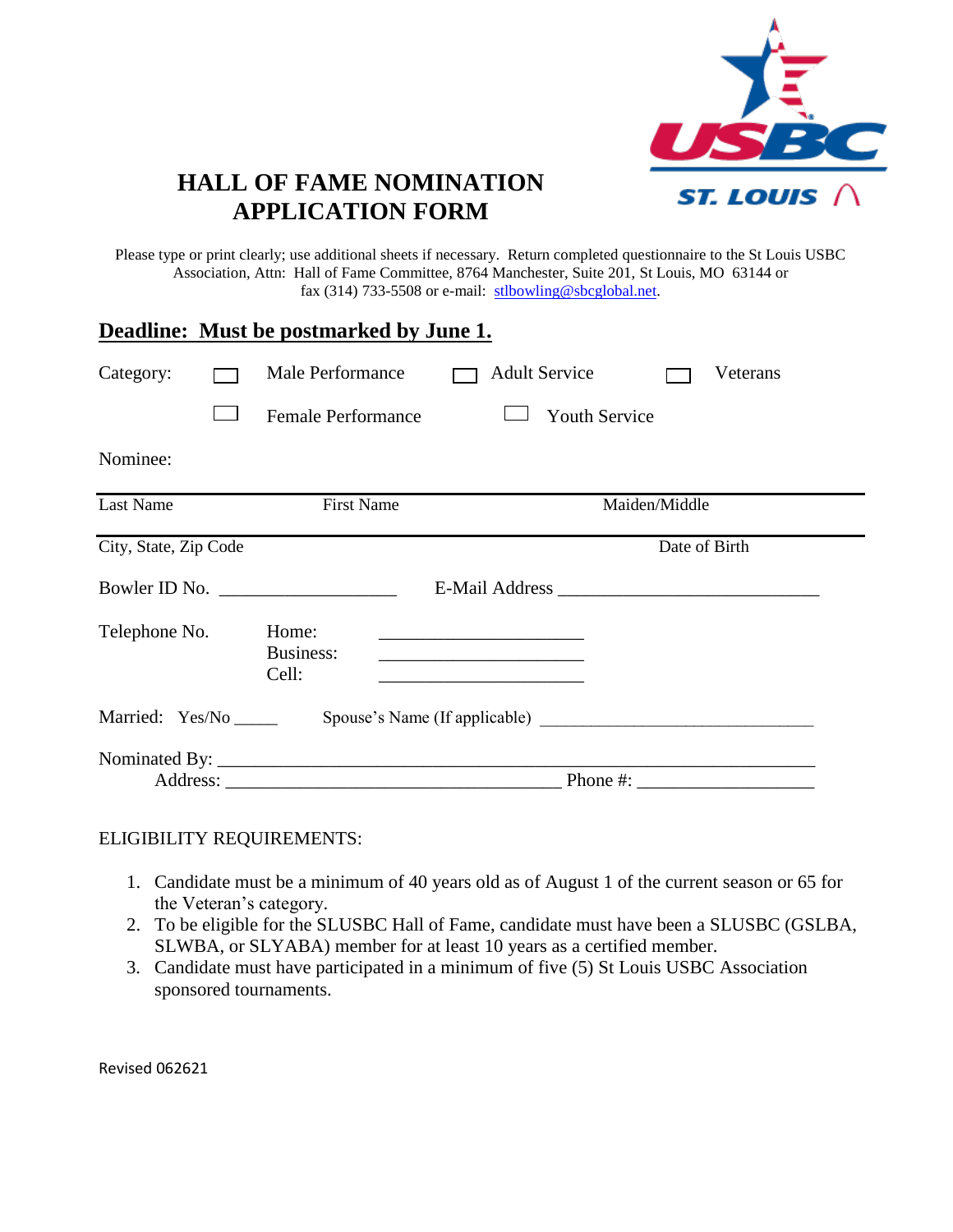# HALL OF FAME NOMINATION APPLICATION FORM

Please type or print clearly; use additional sheets if necessary. Return completed questionnaire to the St Louis USBC Association, Attn: Hall of Fame Committee, 8764 Manchester, Suite 201, St Louis, MO 63144 or fax (314) 733-5508 or e-mail: stlbowling@sbcglobal.net.

**Deadline: Must be postmarked by June 1.**

Category: ☐ Male Performance ☐ Adult Service ☐ Veterans

☐ Female Performance ☐ Youth Service

Nominee:

Last Name First Name Maiden/Middle

City, State, Zip Code Date of Birth

Bowler ID No. ___________________ E-Mail Address ____________________________

Telephone No. Home: ______________________
Business: ______________________
Cell: ______________________

Married: Yes/No _____ Spouse's Name (If applicable) _______________________________

Nominated By: ______________________________________________________________
Address: ____________________________________ Phone #: ___________________

ELIGIBILITY REQUIREMENTS:

1. Candidate must be a minimum of 40 years old as of August 1 of the current season or 65 for the Veteran's category.
2. To be eligible for the SLUSBC Hall of Fame, candidate must have been a SLUSBC (GSLBA, SLWBA, or SLYABA) member for at least 10 years as a certified member.
3. Candidate must have participated in a minimum of five (5) St Louis USBC Association sponsored tournaments.

Revised 062621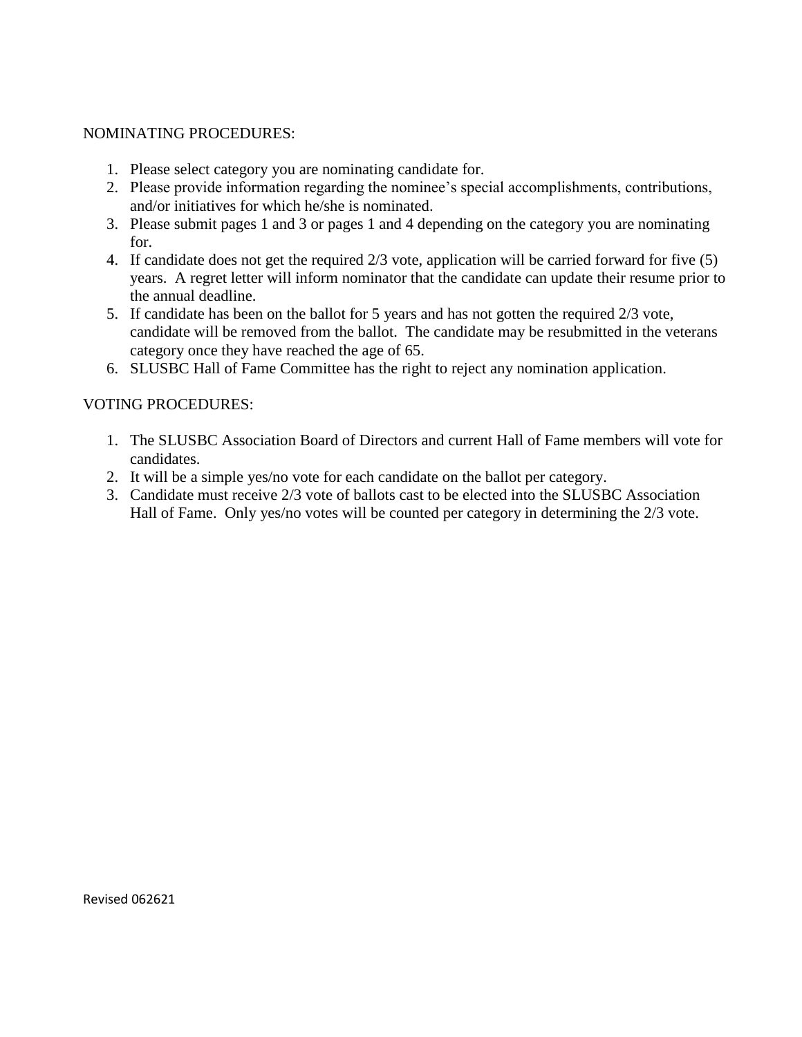NOMINATING PROCEDURES:

1. Please select category you are nominating candidate for.
2. Please provide information regarding the nominee's special accomplishments, contributions, and/or initiatives for which he/she is nominated.
3. Please submit pages 1 and 3 or pages 1 and 4 depending on the category you are nominating for.
4. If candidate does not get the required 2/3 vote, application will be carried forward for five (5) years. A regret letter will inform nominator that the candidate can update their resume prior to the annual deadline.
5. If candidate has been on the ballot for 5 years and has not gotten the required 2/3 vote, candidate will be removed from the ballot. The candidate may be resubmitted in the veterans category once they have reached the age of 65.
6. SLUSBC Hall of Fame Committee has the right to reject any nomination application.

VOTING PROCEDURES:

1. The SLUSBC Association Board of Directors and current Hall of Fame members will vote for candidates.
2. It will be a simple yes/no vote for each candidate on the ballot per category.
3. Candidate must receive 2/3 vote of ballots cast to be elected into the SLUSBC Association Hall of Fame. Only yes/no votes will be counted per category in determining the 2/3 vote.

Revised 062621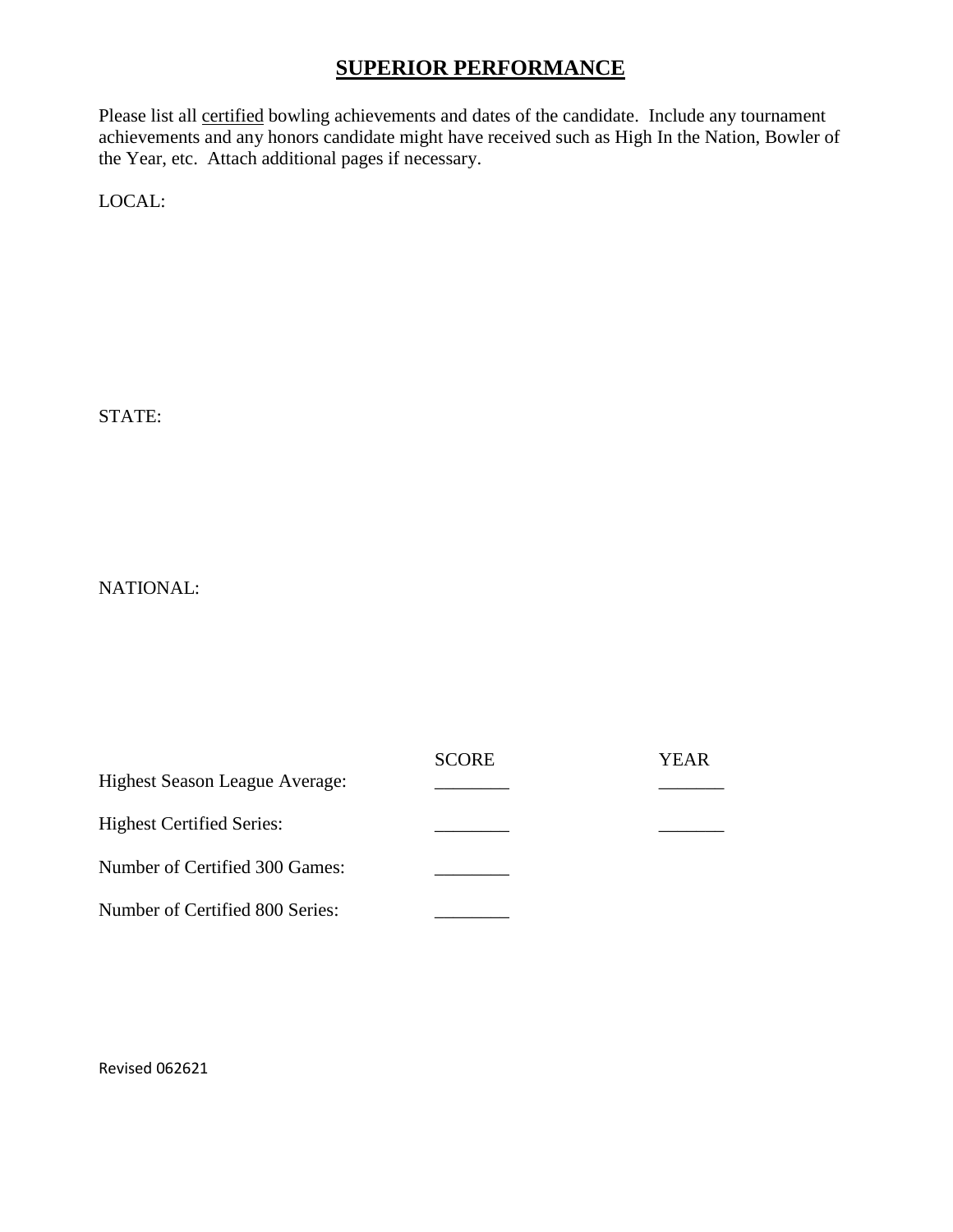# SUPERIOR PERFORMANCE

Please list all certified bowling achievements and dates of the candidate. Include any tournament achievements and any honors candidate might have received such as High In the Nation, Bowler of the Year, etc. Attach additional pages if necessary.

LOCAL:

STATE:

NATIONAL:

| | SCORE | YEAR |
|---|---|---|
| Highest Season League Average: | ________ | _______ |
| Highest Certified Series: | ________ | _______ |
| Number of Certified 300 Games: | ________ | |
| Number of Certified 800 Series: | ________ | |

Revised 062621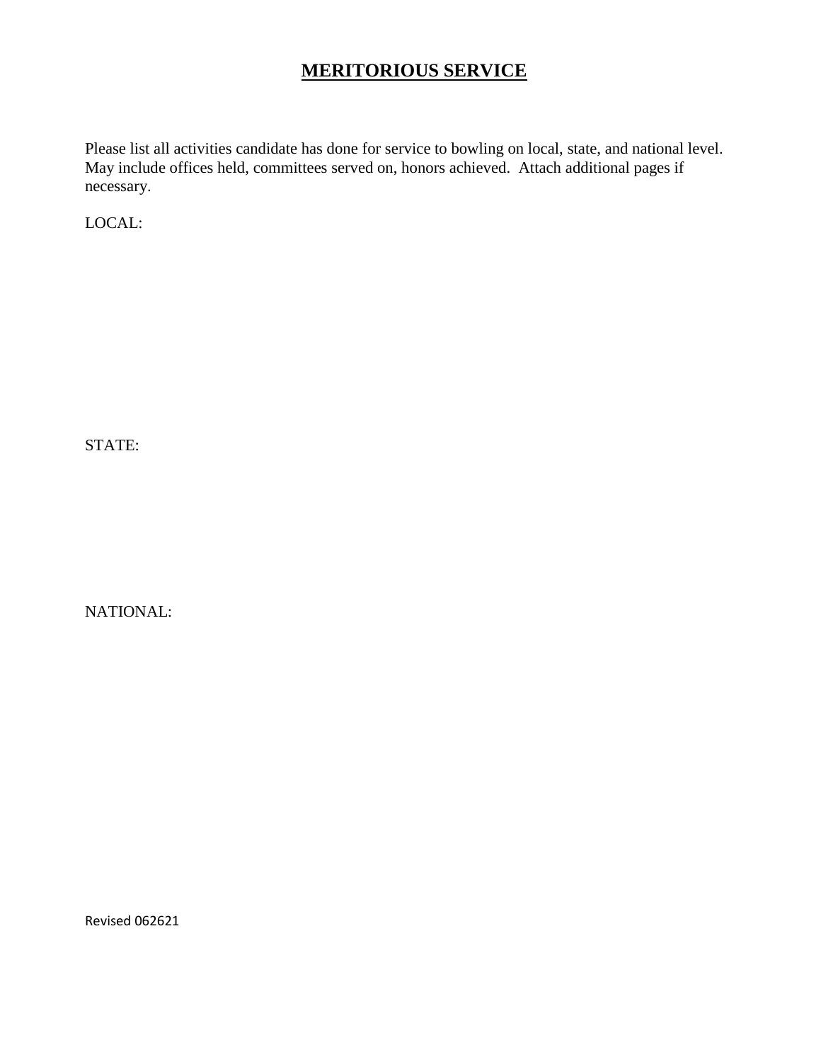# **MERITORIOUS SERVICE**

Please list all activities candidate has done for service to bowling on local, state, and national level. May include offices held, committees served on, honors achieved. Attach additional pages if necessary.

LOCAL:

STATE:

NATIONAL:

Revised 062621